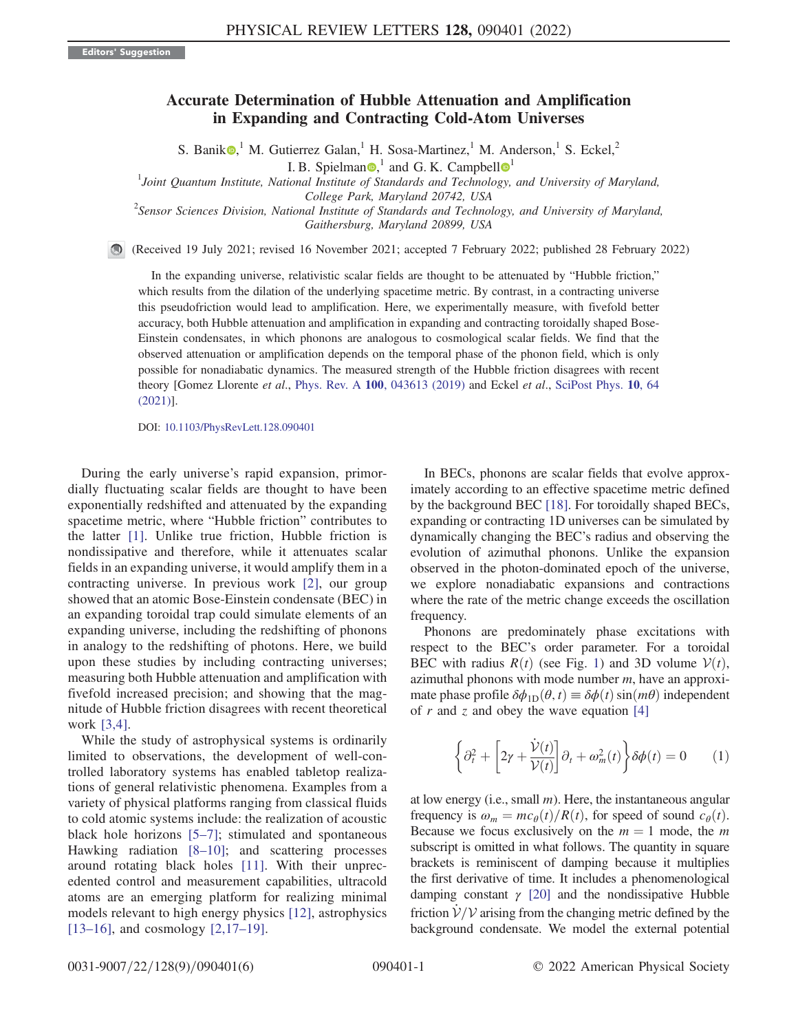Editors' Suggestion

# Accurate Determination of Hubble Attenuation and Amplification in Expanding and Contracting Cold-Atom Universes

S. Banik,[1] M. Gutierrez Galan,[1] H. Sosa-Martinez,[1] M. Anderson,[1] S. Eckel,[2] I. B. Spielman,[1] and G. K. Campbell[1]

[1]Joint Quantum Institute, National Institute of Standards and Technology, and University of Maryland, College Park, Maryland 20742, USA

[2]Sensor Sciences Division, National Institute of Standards and Technology, and University of Maryland, Gaithersburg, Maryland 20899, USA

(Received 19 July 2021; revised 16 November 2021; accepted 7 February 2022; published 28 February 2022)

In the expanding universe, relativistic scalar fields are thought to be attenuated by "Hubble friction," which results from the dilation of the underlying spacetime metric. By contrast, in a contracting universe this pseudofriction would lead to amplification. Here, we experimentally measure, with fivefold better accuracy, both Hubble attenuation and amplification in expanding and contracting toroidally shaped Bose-Einstein condensates, in which phonons are analogous to cosmological scalar fields. We find that the observed attenuation or amplification depends on the temporal phase of the phonon field, which is only possible for nonadiabatic dynamics. The measured strength of the Hubble friction disagrees with recent theory [Gomez Llorente *et al.*, Phys. Rev. A **100**, 043613 (2019) and Eckel *et al.*, SciPost Phys. **10**, 64 (2021)].

DOI: 10.1103/PhysRevLett.128.090401

During the early universe's rapid expansion, primordially fluctuating scalar fields are thought to have been exponentially redshifted and attenuated by the expanding spacetime metric, where "Hubble friction" contributes to the latter [1]. Unlike true friction, Hubble friction is nondissipative and therefore, while it attenuates scalar fields in an expanding universe, it would amplify them in a contracting universe. In previous work [2], our group showed that an atomic Bose-Einstein condensate (BEC) in an expanding toroidal trap could simulate elements of an expanding universe, including the redshifting of phonons in analogy to the redshifting of photons. Here, we build upon these studies by including contracting universes; measuring both Hubble attenuation and amplification with fivefold increased precision; and showing that the magnitude of Hubble friction disagrees with recent theoretical work [3,4].

While the study of astrophysical systems is ordinarily limited to observations, the development of well-controlled laboratory systems has enabled tabletop realizations of general relativistic phenomena. Examples from a variety of physical platforms ranging from classical fluids to cold atomic systems include: the realization of acoustic black hole horizons [5–7]; stimulated and spontaneous Hawking radiation [8–10]; and scattering processes around rotating black holes [11]. With their unprecedented control and measurement capabilities, ultracold atoms are an emerging platform for realizing minimal models relevant to high energy physics [12], astrophysics [13–16], and cosmology [2,17–19].

In BECs, phonons are scalar fields that evolve approximately according to an effective spacetime metric defined by the background BEC [18]. For toroidally shaped BECs, expanding or contracting 1D universes can be simulated by dynamically changing the BEC's radius and observing the evolution of azimuthal phonons. Unlike the expansion observed in the photon-dominated epoch of the universe, we explore nonadiabatic expansions and contractions where the rate of the metric change exceeds the oscillation frequency.

Phonons are predominately phase excitations with respect to the BEC's order parameter. For a toroidal BEC with radius $R(t)$ (see Fig. 1) and 3D volume $\mathcal{V}(t)$, azimuthal phonons with mode number $m$, have an approximate phase profile $\delta\phi_{1D}(\theta,t) \equiv \delta\phi(t)\sin(m\theta)$ independent of $r$ and $z$ and obey the wave equation [4]

$$\left\{\partial_t^2 + \left[2\gamma + \frac{\dot{\mathcal{V}}(t)}{\mathcal{V}(t)}\right]\partial_t + \omega_m^2(t)\right\}\delta\phi(t) = 0 \qquad (1)$$

at low energy (i.e., small $m$). Here, the instantaneous angular frequency is $\omega_m = mc_\theta(t)/R(t)$, for speed of sound $c_\theta(t)$. Because we focus exclusively on the $m = 1$ mode, the $m$ subscript is omitted in what follows. The quantity in square brackets is reminiscent of damping because it multiplies the first derivative of time. It includes a phenomenological damping constant $\gamma$ [20] and the nondissipative Hubble friction $\dot{\mathcal{V}}/\mathcal{V}$ arising from the changing metric defined by the background condensate. We model the external potential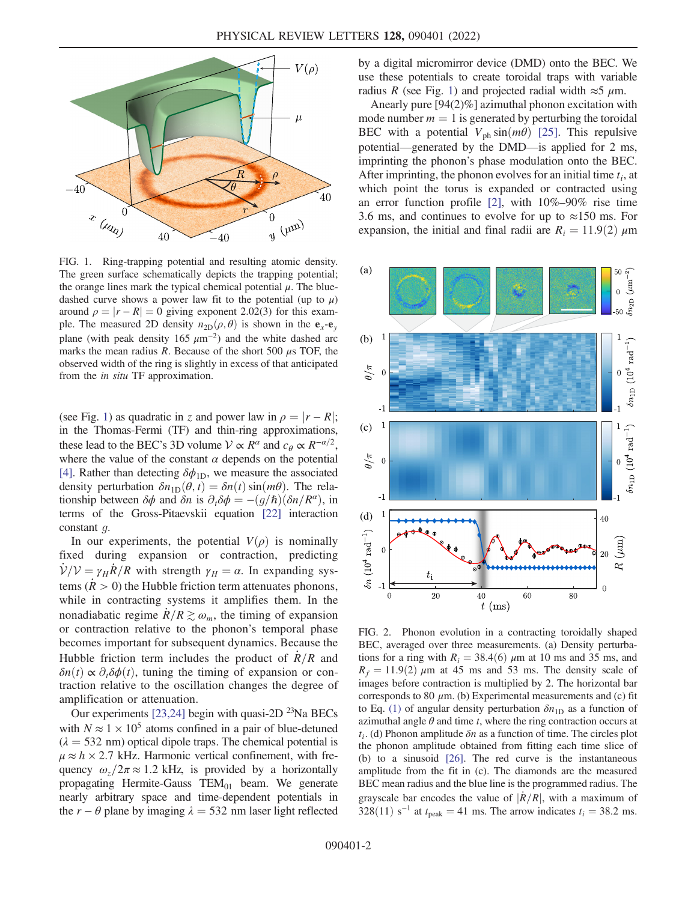FIG. 1. Ring-trapping potential and resulting atomic density. The green surface schematically depicts the trapping potential; the orange lines mark the typical chemical potential $\mu$. The blue-dashed curve shows a power law fit to the potential (up to $\mu$) around $\rho = |r - R| = 0$ giving exponent 2.02(3) for this example. The measured 2D density $n_{2D}(\rho, \theta)$ is shown in the $\mathbf{e}_x$-$\mathbf{e}_y$ plane (with peak density 165 $\mu m^{-2}$) and the white dashed arc marks the mean radius $R$. Because of the short 500 $\mu$s TOF, the observed width of the ring is slightly in excess of that anticipated from the *in situ* TF approximation.

(see Fig. 1) as quadratic in $z$ and power law in $\rho = |r - R|$; in the Thomas-Fermi (TF) and thin-ring approximations, these lead to the BEC's 3D volume $\mathcal{V} \propto R^{\alpha}$ and $c_{\theta} \propto R^{-\alpha/2}$, where the value of the constant $\alpha$ depends on the potential [4]. Rather than detecting $\delta\phi_{1D}$, we measure the associated density perturbation $\delta n_{1D}(\theta, t) = \delta n(t) \sin(m\theta)$. The relationship between $\delta\phi$ and $\delta n$ is $\partial_t \delta\phi = -(g/\hbar)(\delta n / R^{\alpha})$, in terms of the Gross-Pitaevskii equation [22] interaction constant $g$.

In our experiments, the potential $V(\rho)$ is nominally fixed during expansion or contraction, predicting $\dot{\mathcal{V}}/\mathcal{V} = \gamma_H \dot{R}/R$ with strength $\gamma_H = \alpha$. In expanding systems ($\dot{R} > 0$) the Hubble friction term attenuates phonons, while in contracting systems it amplifies them. In the nonadiabatic regime $\dot{R}/R \gtrsim \omega_m$, the timing of expansion or contraction relative to the phonon's temporal phase becomes important for subsequent dynamics. Because the Hubble friction term includes the product of $\dot{R}/R$ and $\delta n(t) \propto \partial_t \delta\phi(t)$, tuning the timing of expansion or contraction relative to the oscillation changes the degree of amplification or attenuation.

Our experiments [23,24] begin with quasi-2D $^{23}$Na BECs with $N \approx 1 \times 10^5$ atoms confined in a pair of blue-detuned ($\lambda = 532$ nm) optical dipole traps. The chemical potential is $\mu \approx h \times 2.7$ kHz. Harmonic vertical confinement, with frequency $\omega_z / 2\pi \approx 1.2$ kHz, is provided by a horizontally propagating Hermite-Gauss TEM$_{01}$ beam. We generate nearly arbitrary space and time-dependent potentials in the $r-\theta$ plane by imaging $\lambda = 532$ nm laser light reflected by a digital micromirror device (DMD) onto the BEC. We use these potentials to create toroidal traps with variable radius $R$ (see Fig. 1) and projected radial width $\approx 5$ $\mu$m.

Anearly pure [94(2)%] azimuthal phonon excitation with mode number $m = 1$ is generated by perturbing the toroidal BEC with a potential $V_{\mathrm{ph}} \sin(m\theta)$ [25]. This repulsive potential—generated by the DMD—is applied for 2 ms, imprinting the phonon's phase modulation onto the BEC. After imprinting, the phonon evolves for an initial time $t_i$, at which point the torus is expanded or contracted using an error function profile [2], with 10%–90% rise time 3.6 ms, and continues to evolve for up to $\approx$150 ms. For expansion, the initial and final radii are $R_i = 11.9(2)$ $\mu$m

FIG. 2. Phonon evolution in a contracting toroidally shaped BEC, averaged over three measurements. (a) Density perturbations for a ring with $R_i = 38.4(6)$ $\mu$m at 10 ms and 35 ms, and $R_f = 11.9(2)$ $\mu$m at 45 ms and 53 ms. The density scale of images before contraction is multiplied by 2. The horizontal bar corresponds to 80 $\mu$m. (b) Experimental measurements and (c) fit to Eq. (1) of angular density perturbation $\delta n_{1D}$ as a function of azimuthal angle $\theta$ and time $t$, where the ring contraction occurs at $t_i$. (d) Phonon amplitude $\delta n$ as a function of time. The circles plot the phonon amplitude obtained from fitting each time slice of (b) to a sinusoid [26]. The red curve is the instantaneous amplitude from the fit in (c). The diamonds are the measured BEC mean radius and the blue line is the programmed radius. The grayscale bar encodes the value of $|\dot{R}/R|$, with a maximum of 328(11) s$^{-1}$ at $t_{\mathrm{peak}} = 41$ ms. The arrow indicates $t_i = 38.2$ ms.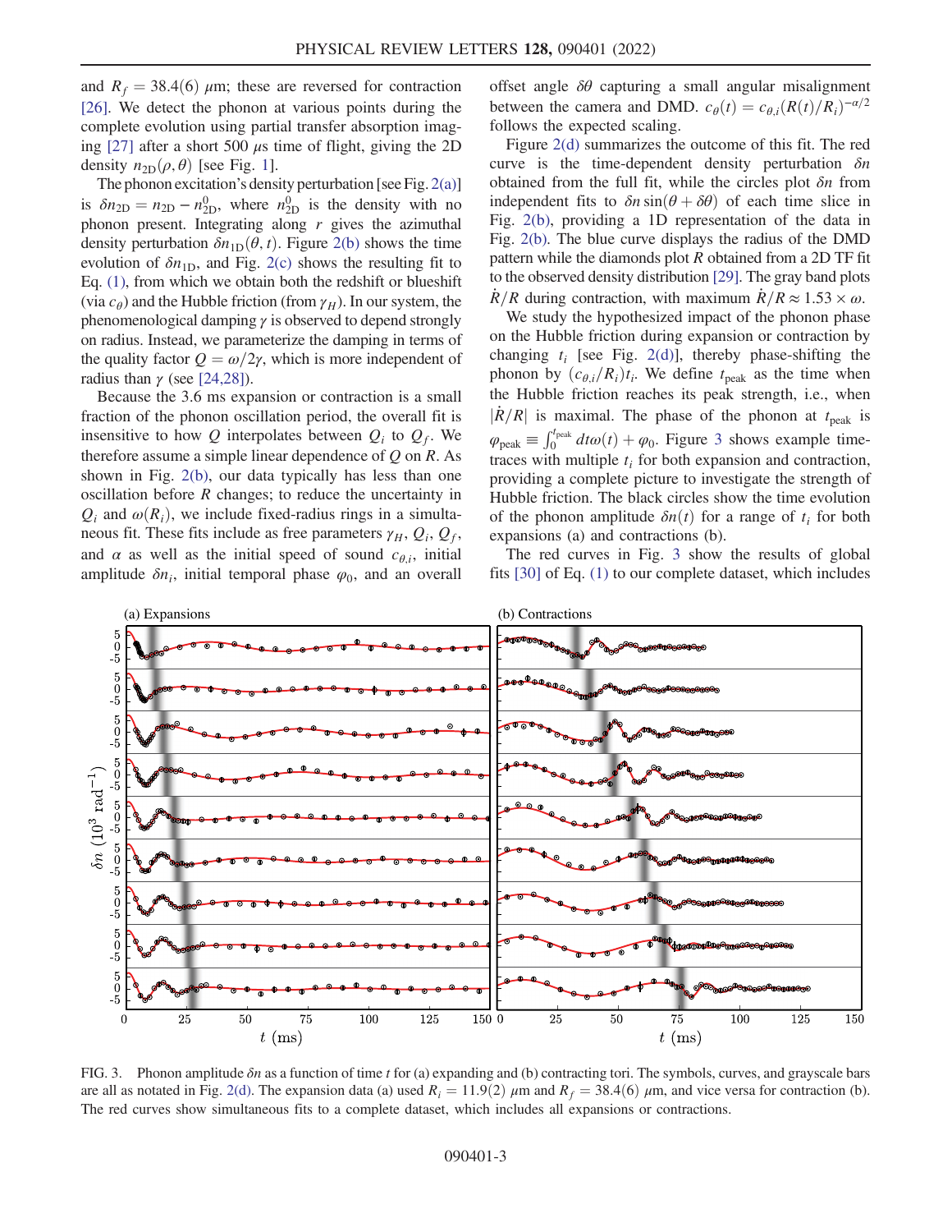and $R_f = 38.4(6)$ μm; these are reversed for contraction [26]. We detect the phonon at various points during the complete evolution using partial transfer absorption imaging [27] after a short 500 μs time of flight, giving the 2D density $n_{2D}(\rho, \theta)$ [see Fig. 1].

The phonon excitation's density perturbation [see Fig. 2(a)] is $\delta n_{2D} = n_{2D} - n_{2D}^0$, where $n_{2D}^0$ is the density with no phonon present. Integrating along $r$ gives the azimuthal density perturbation $\delta n_{1D}(\theta, t)$. Figure 2(b) shows the time evolution of $\delta n_{1D}$, and Fig. 2(c) shows the resulting fit to Eq. (1), from which we obtain both the redshift or blueshift (via $c_\theta$) and the Hubble friction (from $\gamma_H$). In our system, the phenomenological damping $\gamma$ is observed to depend strongly on radius. Instead, we parameterize the damping in terms of the quality factor $Q = \omega/2\gamma$, which is more independent of radius than $\gamma$ (see [24,28]).

Because the 3.6 ms expansion or contraction is a small fraction of the phonon oscillation period, the overall fit is insensitive to how $Q$ interpolates between $Q_i$ to $Q_f$. We therefore assume a simple linear dependence of $Q$ on $R$. As shown in Fig. 2(b), our data typically has less than one oscillation before $R$ changes; to reduce the uncertainty in $Q_i$ and $\omega(R_i)$, we include fixed-radius rings in a simultaneous fit. These fits include as free parameters $\gamma_H$, $Q_i$, $Q_f$, and $\alpha$ as well as the initial speed of sound $c_{\theta,i}$, initial amplitude $\delta n_i$, initial temporal phase $\varphi_0$, and an overall offset angle $\delta\theta$ capturing a small angular misalignment between the camera and DMD. $c_\theta(t) = c_{\theta,i}(R(t)/R_i)^{-\alpha/2}$ follows the expected scaling.

Figure 2(d) summarizes the outcome of this fit. The red curve is the time-dependent density perturbation $\delta n$ obtained from the full fit, while the circles plot $\delta n$ from independent fits to $\delta n \sin(\theta + \delta\theta)$ of each time slice in Fig. 2(b), providing a 1D representation of the data in Fig. 2(b). The blue curve displays the radius of the DMD pattern while the diamonds plot $R$ obtained from a 2D TF fit to the observed density distribution [29]. The gray band plots $\dot{R}/R$ during contraction, with maximum $\dot{R}/R \approx 1.53 \times \omega$.

We study the hypothesized impact of the phonon phase on the Hubble friction during expansion or contraction by changing $t_i$ [see Fig. 2(d)], thereby phase-shifting the phonon by $(c_{\theta,i}/R_i)t_i$. We define $t_{\text{peak}}$ as the time when the Hubble friction reaches its peak strength, i.e., when $|\dot{R}/R|$ is maximal. The phase of the phonon at $t_{\text{peak}}$ is $\varphi_{\text{peak}} \equiv \int_0^{t_{\text{peak}}} dt\omega(t) + \varphi_0$. Figure 3 shows example time-traces with multiple $t_i$ for both expansion and contraction, providing a complete picture to investigate the strength of Hubble friction. The black circles show the time evolution of the phonon amplitude $\delta n(t)$ for a range of $t_i$ for both expansions (a) and contractions (b).

The red curves in Fig. 3 show the results of global fits [30] of Eq. (1) to our complete dataset, which includes

FIG. 3. Phonon amplitude $\delta n$ as a function of time $t$ for (a) expanding and (b) contracting tori. The symbols, curves, and grayscale bars are all as notated in Fig. 2(d). The expansion data (a) used $R_i = 11.9(2)$ μm and $R_f = 38.4(6)$ μm, and vice versa for contraction (b). The red curves show simultaneous fits to a complete dataset, which includes all expansions or contractions.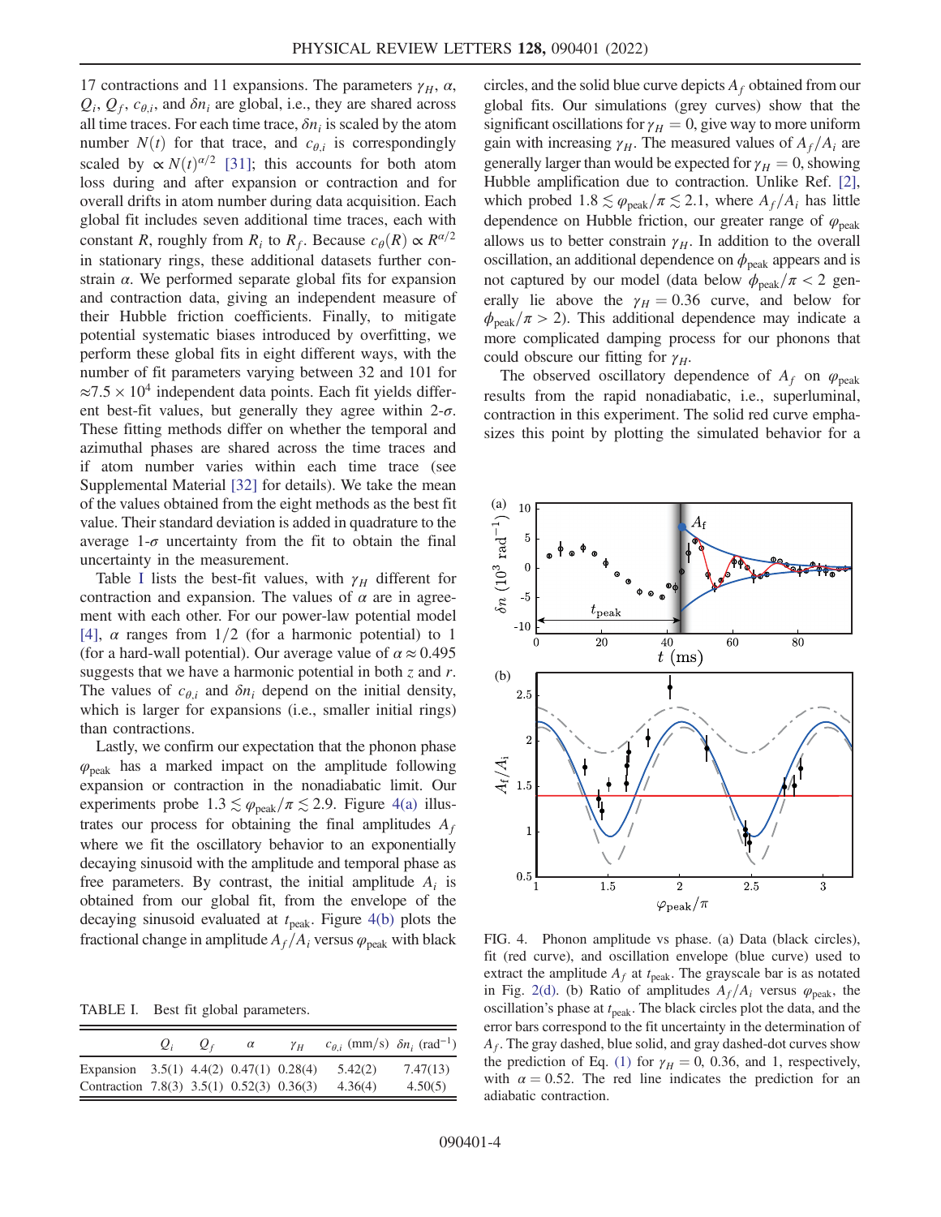17 contractions and 11 expansions. The parameters $\gamma_H$, $\alpha$, $Q_i$, $Q_f$, $c_{\theta,i}$, and $\delta n_i$ are global, i.e., they are shared across all time traces. For each time trace, $\delta n_i$ is scaled by the atom number $N(t)$ for that trace, and $c_{\theta,i}$ is correspondingly scaled by $\propto N(t)^{\alpha/2}$ [31]; this accounts for both atom loss during and after expansion or contraction and for overall drifts in atom number during data acquisition. Each global fit includes seven additional time traces, each with constant $R$, roughly from $R_i$ to $R_f$. Because $c_\theta(R) \propto R^{\alpha/2}$ in stationary rings, these additional datasets further constrain $\alpha$. We performed separate global fits for expansion and contraction data, giving an independent measure of their Hubble friction coefficients. Finally, to mitigate potential systematic biases introduced by overfitting, we perform these global fits in eight different ways, with the number of fit parameters varying between 32 and 101 for $\approx 7.5 \times 10^4$ independent data points. Each fit yields different best-fit values, but generally they agree within 2-$\sigma$. These fitting methods differ on whether the temporal and azimuthal phases are shared across the time traces and if atom number varies within each time trace (see Supplemental Material [32] for details). We take the mean of the values obtained from the eight methods as the best fit value. Their standard deviation is added in quadrature to the average 1-$\sigma$ uncertainty from the fit to obtain the final uncertainty in the measurement.

Table I lists the best-fit values, with $\gamma_H$ different for contraction and expansion. The values of $\alpha$ are in agreement with each other. For our power-law potential model [4], $\alpha$ ranges from 1/2 (for a harmonic potential) to 1 (for a hard-wall potential). Our average value of $\alpha \approx 0.495$ suggests that we have a harmonic potential in both $z$ and $r$. The values of $c_{\theta,i}$ and $\delta n_i$ depend on the initial density, which is larger for expansions (i.e., smaller initial rings) than contractions.

Lastly, we confirm our expectation that the phonon phase $\varphi_{\text{peak}}$ has a marked impact on the amplitude following expansion or contraction in the nonadiabatic limit. Our experiments probe $1.3 \lesssim \varphi_{\text{peak}}/\pi \lesssim 2.9$. Figure 4(a) illustrates our process for obtaining the final amplitudes $A_f$ where we fit the oscillatory behavior to an exponentially decaying sinusoid with the amplitude and temporal phase as free parameters. By contrast, the initial amplitude $A_i$ is obtained from our global fit, from the envelope of the decaying sinusoid evaluated at $t_{\text{peak}}$. Figure 4(b) plots the fractional change in amplitude $A_f/A_i$ versus $\varphi_{\text{peak}}$ with black circles, and the solid blue curve depicts $A_f$ obtained from our global fits. Our simulations (grey curves) show that the significant oscillations for $\gamma_H = 0$, give way to more uniform gain with increasing $\gamma_H$. The measured values of $A_f/A_i$ are generally larger than would be expected for $\gamma_H = 0$, showing Hubble amplification due to contraction. Unlike Ref. [2], which probed $1.8 \lesssim \varphi_{\text{peak}}/\pi \lesssim 2.1$, where $A_f/A_i$ has little dependence on Hubble friction, our greater range of $\varphi_{\text{peak}}$ allows us to better constrain $\gamma_H$. In addition to the overall oscillation, an additional dependence on $\phi_{\text{peak}}$ appears and is not captured by our model (data below $\phi_{\text{peak}}/\pi < 2$ generally lie above the $\gamma_H = 0.36$ curve, and below for $\phi_{\text{peak}}/\pi > 2$). This additional dependence may indicate a more complicated damping process for our phonons that could obscure our fitting for $\gamma_H$.

The observed oscillatory dependence of $A_f$ on $\varphi_{\text{peak}}$ results from the rapid nonadiabatic, i.e., superluminal, contraction in this experiment. The solid red curve emphasizes this point by plotting the simulated behavior for a

TABLE I. Best fit global parameters.

| | $Q_i$ | $Q_f$ | $\alpha$ | $\gamma_H$ | $c_{\theta,i}$ (mm/s) | $\delta n_i$ (rad$^{-1}$) |
|---|---|---|---|---|---|---|
| Expansion | 3.5(1) | 4.4(2) | 0.47(1) | 0.28(4) | 5.42(2) | 7.47(13) |
| Contraction | 7.8(3) | 3.5(1) | 0.52(3) | 0.36(3) | 4.36(4) | 4.50(5) |

FIG. 4. Phonon amplitude vs phase. (a) Data (black circles), fit (red curve), and oscillation envelope (blue curve) used to extract the amplitude $A_f$ at $t_{\text{peak}}$. The grayscale bar is as notated in Fig. 2(d). (b) Ratio of amplitudes $A_f/A_i$ versus $\varphi_{\text{peak}}$, the oscillation's phase at $t_{\text{peak}}$. The black circles plot the data, and the error bars correspond to the fit uncertainty in the determination of $A_f$. The gray dashed, blue solid, and gray dashed-dot curves show the prediction of Eq. (1) for $\gamma_H = 0$, 0.36, and 1, respectively, with $\alpha = 0.52$. The red line indicates the prediction for an adiabatic contraction.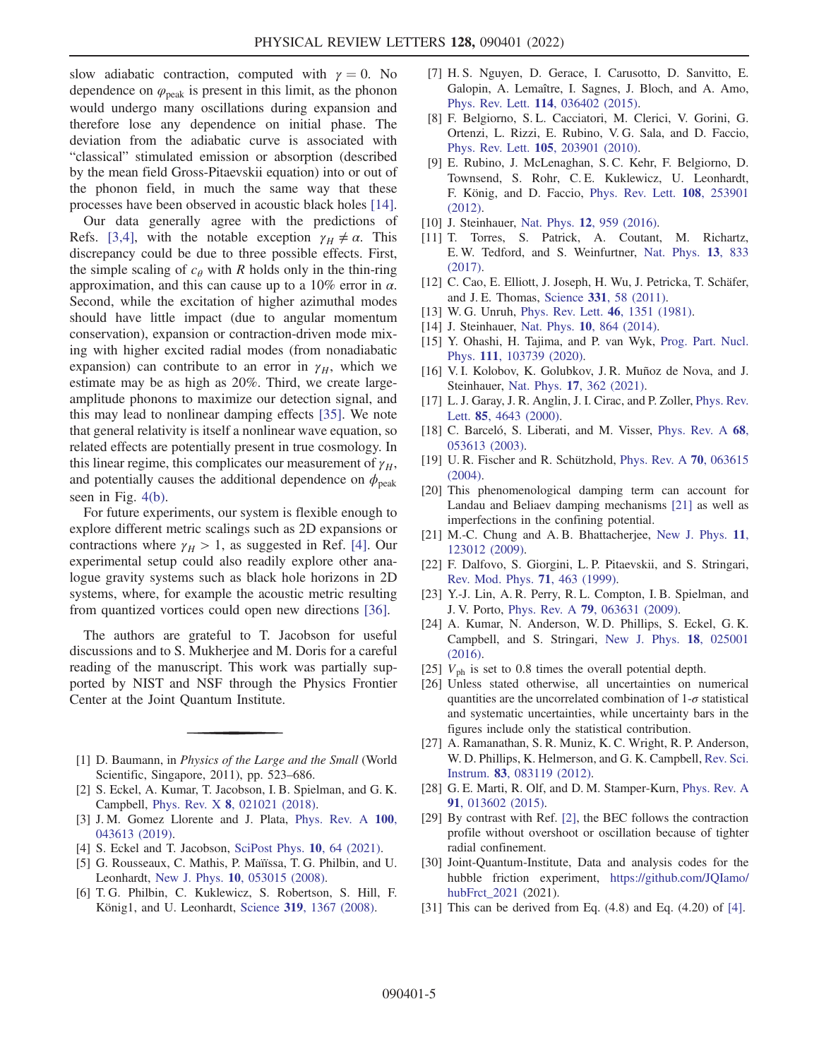slow adiabatic contraction, computed with $\gamma = 0$. No dependence on $\varphi_{\text{peak}}$ is present in this limit, as the phonon would undergo many oscillations during expansion and therefore lose any dependence on initial phase. The deviation from the adiabatic curve is associated with "classical" stimulated emission or absorption (described by the mean field Gross-Pitaevskii equation) into or out of the phonon field, in much the same way that these processes have been observed in acoustic black holes [14].

Our data generally agree with the predictions of Refs. [3,4], with the notable exception $\gamma_H \neq \alpha$. This discrepancy could be due to three possible effects. First, the simple scaling of $c_\theta$ with $R$ holds only in the thin-ring approximation, and this can cause up to a 10% error in $\alpha$. Second, while the excitation of higher azimuthal modes should have little impact (due to angular momentum conservation), expansion or contraction-driven mode mixing with higher excited radial modes (from nonadiabatic expansion) can contribute to an error in $\gamma_H$, which we estimate may be as high as 20%. Third, we create large-amplitude phonons to maximize our detection signal, and this may lead to nonlinear damping effects [35]. We note that general relativity is itself a nonlinear wave equation, so related effects are potentially present in true cosmology. In this linear regime, this complicates our measurement of $\gamma_H$, and potentially causes the additional dependence on $\phi_{\text{peak}}$ seen in Fig. 4(b).

For future experiments, our system is flexible enough to explore different metric scalings such as 2D expansions or contractions where $\gamma_H > 1$, as suggested in Ref. [4]. Our experimental setup could also readily explore other analogue gravity systems such as black hole horizons in 2D systems, where, for example the acoustic metric resulting from quantized vortices could open new directions [36].

The authors are grateful to T. Jacobson for useful discussions and to S. Mukherjee and M. Doris for a careful reading of the manuscript. This work was partially supported by NIST and NSF through the Physics Frontier Center at the Joint Quantum Institute.

---

[1] D. Baumann, in *Physics of the Large and the Small* (World Scientific, Singapore, 2011), pp. 523–686.

[2] S. Eckel, A. Kumar, T. Jacobson, I. B. Spielman, and G. K. Campbell, Phys. Rev. X **8**, 021021 (2018).

[3] J. M. Gomez Llorente and J. Plata, Phys. Rev. A **100**, 043613 (2019).

[4] S. Eckel and T. Jacobson, SciPost Phys. **10**, 64 (2021).

[5] G. Rousseaux, C. Mathis, P. Maïssa, T. G. Philbin, and U. Leonhardt, New J. Phys. **10**, 053015 (2008).

[6] T. G. Philbin, C. Kuklewicz, S. Robertson, S. Hill, F. König1, and U. Leonhardt, Science **319**, 1367 (2008).

[7] H. S. Nguyen, D. Gerace, I. Carusotto, D. Sanvitto, E. Galopin, A. Lemaître, I. Sagnes, J. Bloch, and A. Amo, Phys. Rev. Lett. **114**, 036402 (2015).

[8] F. Belgiorno, S. L. Cacciatori, M. Clerici, V. Gorini, G. Ortenzi, L. Rizzi, E. Rubino, V. G. Sala, and D. Faccio, Phys. Rev. Lett. **105**, 203901 (2010).

[9] E. Rubino, J. McLenaghan, S. C. Kehr, F. Belgiorno, D. Townsend, S. Rohr, C. E. Kuklewicz, U. Leonhardt, F. König, and D. Faccio, Phys. Rev. Lett. **108**, 253901 (2012).

[10] J. Steinhauer, Nat. Phys. **12**, 959 (2016).

[11] T. Torres, S. Patrick, A. Coutant, M. Richartz, E. W. Tedford, and S. Weinfurtner, Nat. Phys. **13**, 833 (2017).

[12] C. Cao, E. Elliott, J. Joseph, H. Wu, J. Petricka, T. Schäfer, and J. E. Thomas, Science **331**, 58 (2011).

[13] W. G. Unruh, Phys. Rev. Lett. **46**, 1351 (1981).

[14] J. Steinhauer, Nat. Phys. **10**, 864 (2014).

[15] Y. Ohashi, H. Tajima, and P. van Wyk, Prog. Part. Nucl. Phys. **111**, 103739 (2020).

[16] V. I. Kolobov, K. Golubkov, J. R. Muñoz de Nova, and J. Steinhauer, Nat. Phys. **17**, 362 (2021).

[17] L. J. Garay, J. R. Anglin, J. I. Cirac, and P. Zoller, Phys. Rev. Lett. **85**, 4643 (2000).

[18] C. Barceló, S. Liberati, and M. Visser, Phys. Rev. A **68**, 053613 (2003).

[19] U. R. Fischer and R. Schützhold, Phys. Rev. A **70**, 063615 (2004).

[20] This phenomenological damping term can account for Landau and Beliaev damping mechanisms [21] as well as imperfections in the confining potential.

[21] M.-C. Chung and A. B. Bhattacherjee, New J. Phys. **11**, 123012 (2009).

[22] F. Dalfovo, S. Giorgini, L. P. Pitaevskii, and S. Stringari, Rev. Mod. Phys. **71**, 463 (1999).

[23] Y.-J. Lin, A. R. Perry, R. L. Compton, I. B. Spielman, and J. V. Porto, Phys. Rev. A **79**, 063631 (2009).

[24] A. Kumar, N. Anderson, W. D. Phillips, S. Eckel, G. K. Campbell, and S. Stringari, New J. Phys. **18**, 025001 (2016).

[25] $V_{\text{ph}}$ is set to 0.8 times the overall potential depth.

[26] Unless stated otherwise, all uncertainties on numerical quantities are the uncorrelated combination of 1-$\sigma$ statistical and systematic uncertainties, while uncertainty bars in the figures include only the statistical contribution.

[27] A. Ramanathan, S. R. Muniz, K. C. Wright, R. P. Anderson, W. D. Phillips, K. Helmerson, and G. K. Campbell, Rev. Sci. Instrum. **83**, 083119 (2012).

[28] G. E. Marti, R. Olf, and D. M. Stamper-Kurn, Phys. Rev. A **91**, 013602 (2015).

[29] By contrast with Ref. [2], the BEC follows the contraction profile without overshoot or oscillation because of tighter radial confinement.

[30] Joint-Quantum-Institute, Data and analysis codes for the hubble friction experiment, https://github.com/JQIamo/hubFrct_2021 (2021).

[31] This can be derived from Eq. (4.8) and Eq. (4.20) of [4].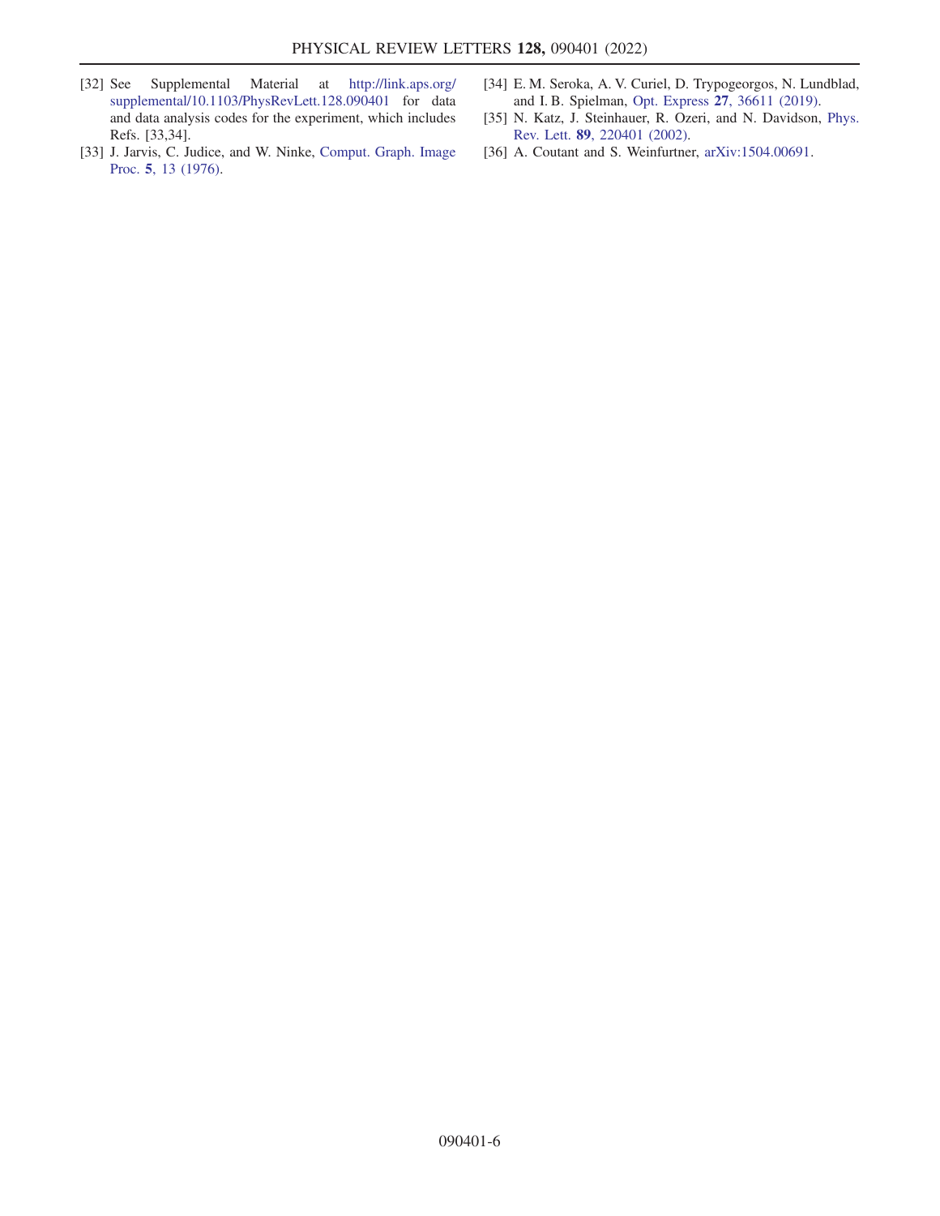[32] See Supplemental Material at http://link.aps.org/supplemental/10.1103/PhysRevLett.128.090401 for data and data analysis codes for the experiment, which includes Refs. [33,34].

[33] J. Jarvis, C. Judice, and W. Ninke, Comput. Graph. Image Proc. **5**, 13 (1976).

[34] E. M. Seroka, A. V. Curiel, D. Trypogeorgos, N. Lundblad, and I. B. Spielman, Opt. Express **27**, 36611 (2019).

[35] N. Katz, J. Steinhauer, R. Ozeri, and N. Davidson, Phys. Rev. Lett. **89**, 220401 (2002).

[36] A. Coutant and S. Weinfurtner, arXiv:1504.00691.